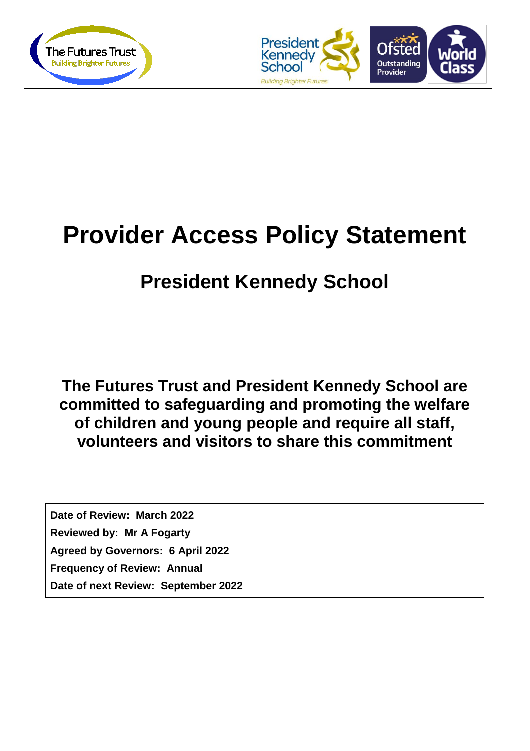# Provider Access Policy Statement

## President Kennedy School

**The Futures Trust and President Kennedy School are committed to safeguarding and promoting the welfare of children and young people and require all staff, volunteers and visitors to share this commitment**

**Date of Review: March 2022**
**Reviewed by: Mr A Fogarty**
**Agreed by Governors: 6 April 2022**
**Frequency of Review: Annual**
**Date of next Review: September 2022**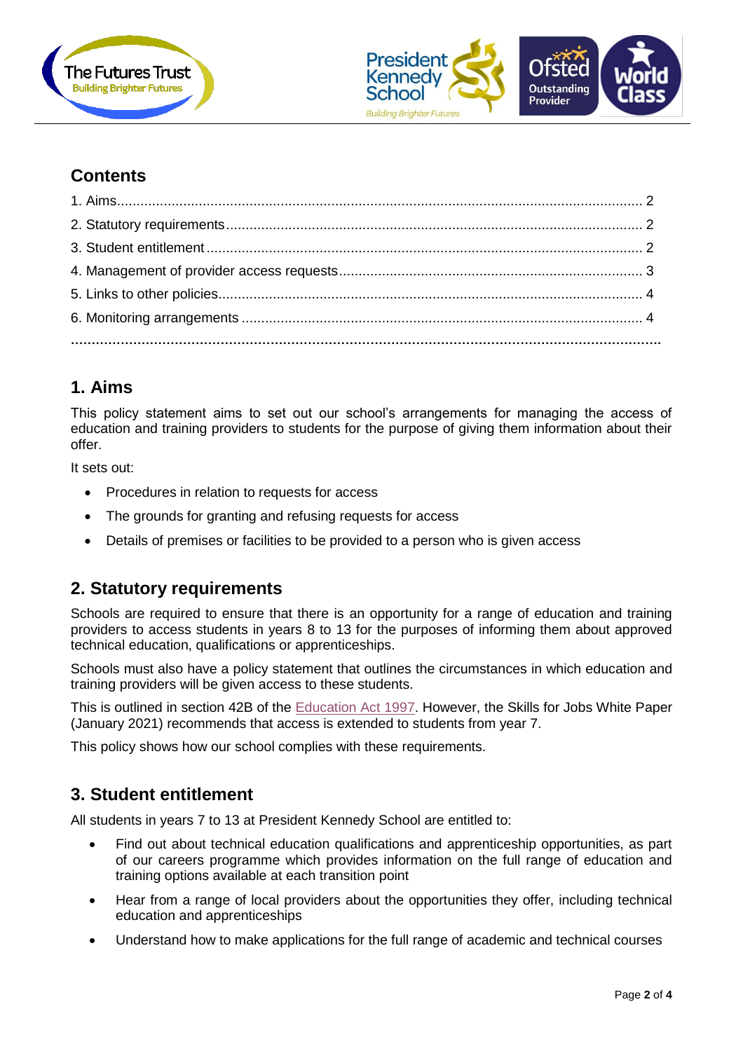## Contents

1. Aims.......................................................................................................................... 2
2. Statutory requirements............................................................................................. 2
3. Student entitlement .................................................................................................. 2
4. Management of provider access requests................................................................ 3
5. Links to other policies............................................................................................... 4
6. Monitoring arrangements ......................................................................................... 4

**...............................................................................................................................**

## 1. Aims

This policy statement aims to set out our school's arrangements for managing the access of education and training providers to students for the purpose of giving them information about their offer.

It sets out:

- Procedures in relation to requests for access
- The grounds for granting and refusing requests for access
- Details of premises or facilities to be provided to a person who is given access

## 2. Statutory requirements

Schools are required to ensure that there is an opportunity for a range of education and training providers to access students in years 8 to 13 for the purposes of informing them about approved technical education, qualifications or apprenticeships.

Schools must also have a policy statement that outlines the circumstances in which education and training providers will be given access to these students.

This is outlined in section 42B of the Education Act 1997. However, the Skills for Jobs White Paper (January 2021) recommends that access is extended to students from year 7.

This policy shows how our school complies with these requirements.

## 3. Student entitlement

All students in years 7 to 13 at President Kennedy School are entitled to:

- Find out about technical education qualifications and apprenticeship opportunities, as part of our careers programme which provides information on the full range of education and training options available at each transition point
- Hear from a range of local providers about the opportunities they offer, including technical education and apprenticeships
- Understand how to make applications for the full range of academic and technical courses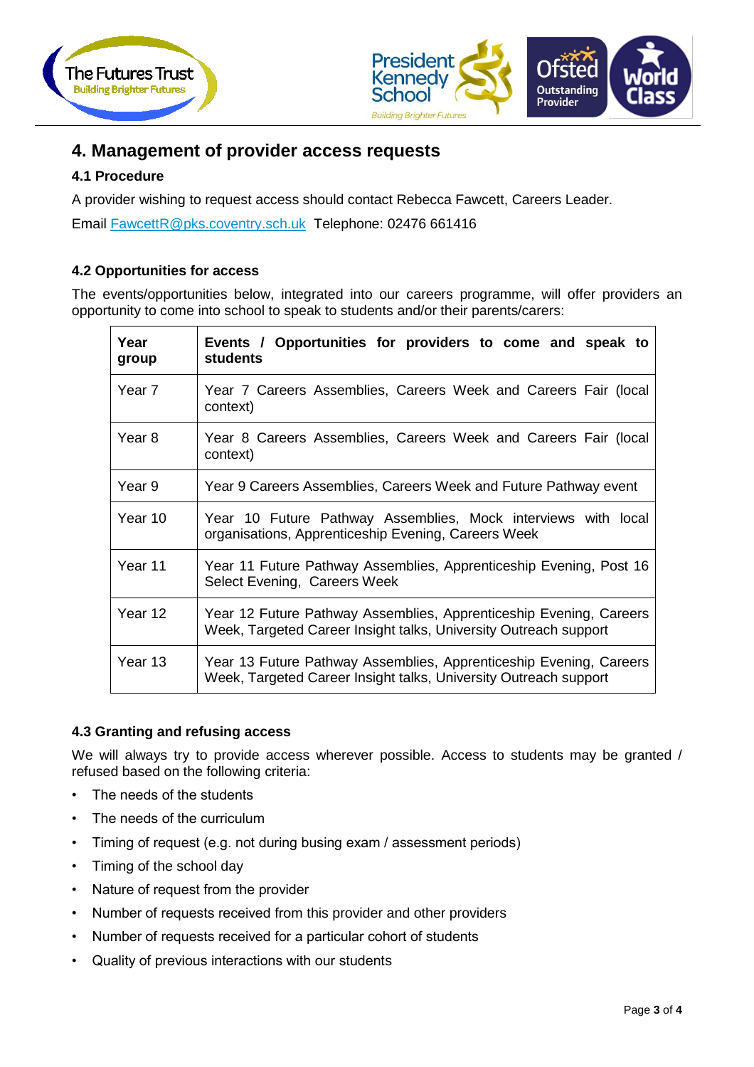## 4. Management of provider access requests

### 4.1 Procedure

A provider wishing to request access should contact Rebecca Fawcett, Careers Leader.

Email FawcettR@pks.coventry.sch.uk Telephone: 02476 661416

### 4.2 Opportunities for access

The events/opportunities below, integrated into our careers programme, will offer providers an opportunity to come into school to speak to students and/or their parents/carers:

| Year group | Events / Opportunities for providers to come and speak to students |
|---|---|
| Year 7 | Year 7 Careers Assemblies, Careers Week and Careers Fair (local context) |
| Year 8 | Year 8 Careers Assemblies, Careers Week and Careers Fair (local context) |
| Year 9 | Year 9 Careers Assemblies, Careers Week and Future Pathway event |
| Year 10 | Year 10 Future Pathway Assemblies, Mock interviews with local organisations, Apprenticeship Evening, Careers Week |
| Year 11 | Year 11 Future Pathway Assemblies, Apprenticeship Evening, Post 16 Select Evening, Careers Week |
| Year 12 | Year 12 Future Pathway Assemblies, Apprenticeship Evening, Careers Week, Targeted Career Insight talks, University Outreach support |
| Year 13 | Year 13 Future Pathway Assemblies, Apprenticeship Evening, Careers Week, Targeted Career Insight talks, University Outreach support |

### 4.3 Granting and refusing access

We will always try to provide access wherever possible. Access to students may be granted / refused based on the following criteria:

- The needs of the students
- The needs of the curriculum
- Timing of request (e.g. not during busing exam / assessment periods)
- Timing of the school day
- Nature of request from the provider
- Number of requests received from this provider and other providers
- Number of requests received for a particular cohort of students
- Quality of previous interactions with our students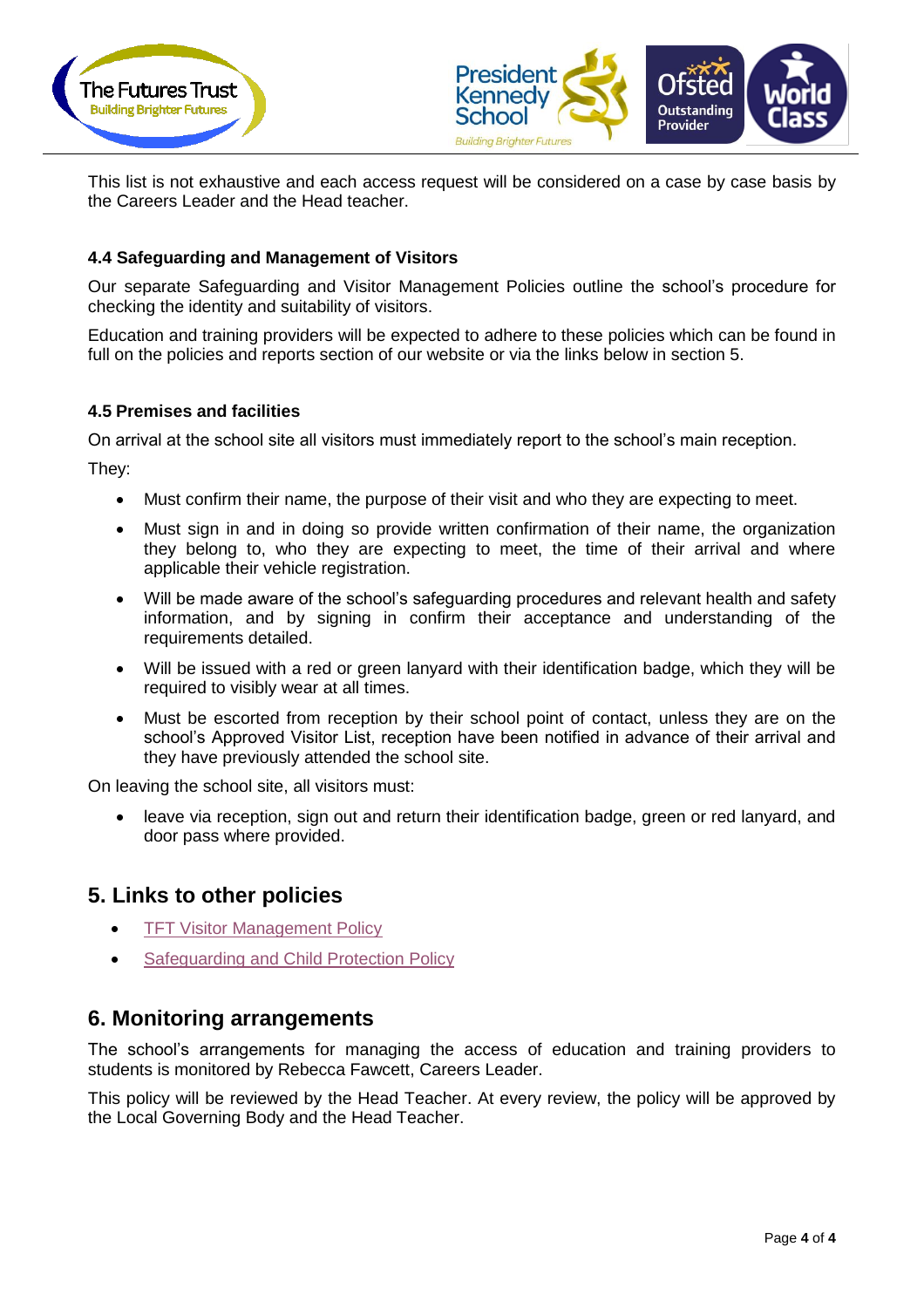This list is not exhaustive and each access request will be considered on a case by case basis by the Careers Leader and the Head teacher.

### 4.4 Safeguarding and Management of Visitors

Our separate Safeguarding and Visitor Management Policies outline the school's procedure for checking the identity and suitability of visitors.

Education and training providers will be expected to adhere to these policies which can be found in full on the policies and reports section of our website or via the links below in section 5.

### 4.5 Premises and facilities

On arrival at the school site all visitors must immediately report to the school's main reception.

They:

- Must confirm their name, the purpose of their visit and who they are expecting to meet.
- Must sign in and in doing so provide written confirmation of their name, the organization they belong to, who they are expecting to meet, the time of their arrival and where applicable their vehicle registration.
- Will be made aware of the school's safeguarding procedures and relevant health and safety information, and by signing in confirm their acceptance and understanding of the requirements detailed.
- Will be issued with a red or green lanyard with their identification badge, which they will be required to visibly wear at all times.
- Must be escorted from reception by their school point of contact, unless they are on the school's Approved Visitor List, reception have been notified in advance of their arrival and they have previously attended the school site.

On leaving the school site, all visitors must:

- leave via reception, sign out and return their identification badge, green or red lanyard, and door pass where provided.

## 5. Links to other policies

- TFT Visitor Management Policy
- Safeguarding and Child Protection Policy

## 6. Monitoring arrangements

The school's arrangements for managing the access of education and training providers to students is monitored by Rebecca Fawcett, Careers Leader.

This policy will be reviewed by the Head Teacher. At every review, the policy will be approved by the Local Governing Body and the Head Teacher.